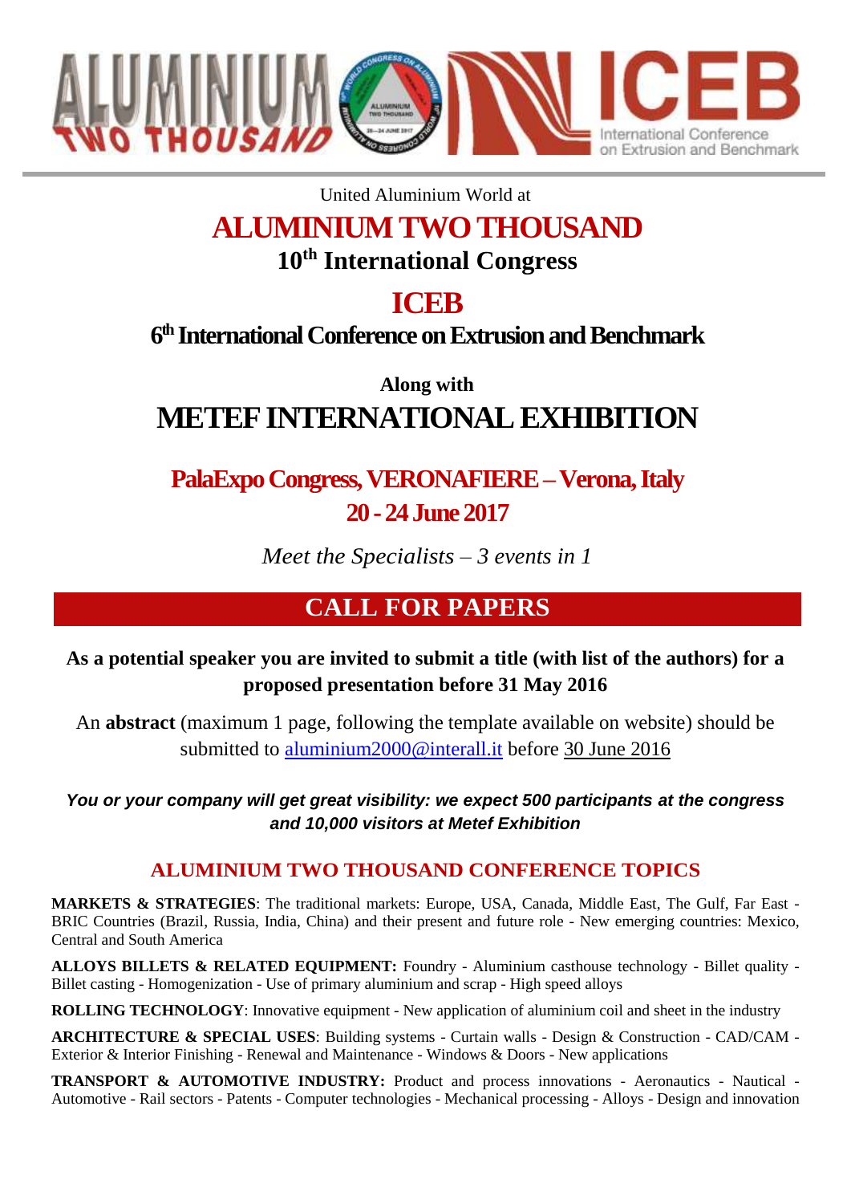United Aluminium World at

# ALUMINIUM TWO THOUSAND

## 10th International Congress

# ICEB

## 6th International Conference on Extrusion and Benchmark

**Along with**

# METEF INTERNATIONAL EXHIBITION

## PalaExpo Congress, VERONAFIERE – Verona, Italy

## 20 - 24 June 2017

*Meet the Specialists – 3 events in 1*

## CALL FOR PAPERS

**As a potential speaker you are invited to submit a title (with list of the authors) for a proposed presentation before 31 May 2016**

An **abstract** (maximum 1 page, following the template available on website) should be submitted to aluminium2000@interall.it before 30 June 2016

***You or your company will get great visibility: we expect 500 participants at the congress and 10,000 visitors at Metef Exhibition***

### ALUMINIUM TWO THOUSAND CONFERENCE TOPICS

**MARKETS & STRATEGIES**: The traditional markets: Europe, USA, Canada, Middle East, The Gulf, Far East - BRIC Countries (Brazil, Russia, India, China) and their present and future role - New emerging countries: Mexico, Central and South America

**ALLOYS BILLETS & RELATED EQUIPMENT:** Foundry - Aluminium casthouse technology - Billet quality - Billet casting - Homogenization - Use of primary aluminium and scrap - High speed alloys

**ROLLING TECHNOLOGY**: Innovative equipment - New application of aluminium coil and sheet in the industry

**ARCHITECTURE & SPECIAL USES**: Building systems - Curtain walls - Design & Construction - CAD/CAM - Exterior & Interior Finishing - Renewal and Maintenance - Windows & Doors - New applications

**TRANSPORT & AUTOMOTIVE INDUSTRY:** Product and process innovations - Aeronautics - Nautical - Automotive - Rail sectors - Patents - Computer technologies - Mechanical processing - Alloys - Design and innovation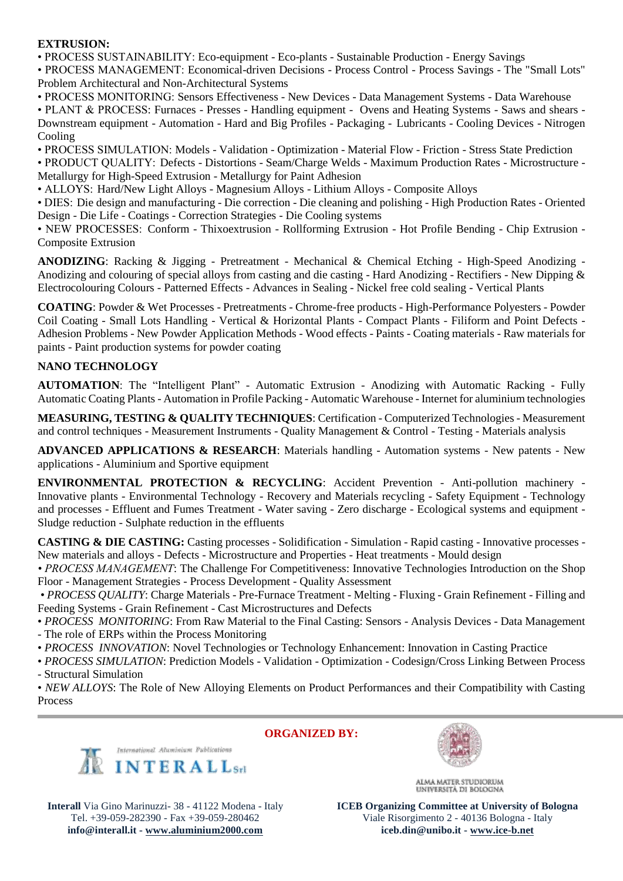**EXTRUSION:**

- PROCESS SUSTAINABILITY: Eco-equipment - Eco-plants - Sustainable Production - Energy Savings
- PROCESS MANAGEMENT: Economical-driven Decisions - Process Control - Process Savings - The "Small Lots" Problem Architectural and Non-Architectural Systems
- PROCESS MONITORING: Sensors Effectiveness - New Devices - Data Management Systems - Data Warehouse
- PLANT & PROCESS: Furnaces - Presses - Handling equipment - Ovens and Heating Systems - Saws and shears - Downstream equipment - Automation - Hard and Big Profiles - Packaging - Lubricants - Cooling Devices - Nitrogen Cooling
- PROCESS SIMULATION: Models - Validation - Optimization - Material Flow - Friction - Stress State Prediction
- PRODUCT QUALITY: Defects - Distortions - Seam/Charge Welds - Maximum Production Rates - Microstructure - Metallurgy for High-Speed Extrusion - Metallurgy for Paint Adhesion
- ALLOYS: Hard/New Light Alloys - Magnesium Alloys - Lithium Alloys - Composite Alloys
- DIES: Die design and manufacturing - Die correction - Die cleaning and polishing - High Production Rates - Oriented Design - Die Life - Coatings - Correction Strategies - Die Cooling systems
- NEW PROCESSES: Conform - Thixoextrusion - Rollforming Extrusion - Hot Profile Bending - Chip Extrusion - Composite Extrusion

**ANODIZING**: Racking & Jigging - Pretreatment - Mechanical & Chemical Etching - High-Speed Anodizing - Anodizing and colouring of special alloys from casting and die casting - Hard Anodizing - Rectifiers - New Dipping & Electrocolouring Colours - Patterned Effects - Advances in Sealing - Nickel free cold sealing - Vertical Plants

**COATING**: Powder & Wet Processes - Pretreatments - Chrome-free products - High-Performance Polyesters - Powder Coil Coating - Small Lots Handling - Vertical & Horizontal Plants - Compact Plants - Filiform and Point Defects - Adhesion Problems - New Powder Application Methods - Wood effects - Paints - Coating materials - Raw materials for paints - Paint production systems for powder coating

**NANO TECHNOLOGY**

**AUTOMATION**: The "Intelligent Plant" - Automatic Extrusion - Anodizing with Automatic Racking - Fully Automatic Coating Plants - Automation in Profile Packing - Automatic Warehouse - Internet for aluminium technologies

**MEASURING, TESTING & QUALITY TECHNIQUES**: Certification - Computerized Technologies - Measurement and control techniques - Measurement Instruments - Quality Management & Control - Testing - Materials analysis

**ADVANCED APPLICATIONS & RESEARCH**: Materials handling - Automation systems - New patents - New applications - Aluminium and Sportive equipment

**ENVIRONMENTAL PROTECTION & RECYCLING**: Accident Prevention - Anti-pollution machinery - Innovative plants - Environmental Technology - Recovery and Materials recycling - Safety Equipment - Technology and processes - Effluent and Fumes Treatment - Water saving - Zero discharge - Ecological systems and equipment - Sludge reduction - Sulphate reduction in the effluents

**CASTING & DIE CASTING:** Casting processes - Solidification - Simulation - Rapid casting - Innovative processes - New materials and alloys - Defects - Microstructure and Properties - Heat treatments - Mould design

- *PROCESS MANAGEMENT*: The Challenge For Competitiveness: Innovative Technologies Introduction on the Shop Floor - Management Strategies - Process Development - Quality Assessment
- *PROCESS QUALITY*: Charge Materials - Pre-Furnace Treatment - Melting - Fluxing - Grain Refinement - Filling and Feeding Systems - Grain Refinement - Cast Microstructures and Defects
- *PROCESS MONITORING*: From Raw Material to the Final Casting: Sensors - Analysis Devices - Data Management - The role of ERPs within the Process Monitoring
- *PROCESS INNOVATION*: Novel Technologies or Technology Enhancement: Innovation in Casting Practice
- *PROCESS SIMULATION*: Prediction Models - Validation - Optimization - Codesign/Cross Linking Between Process - Structural Simulation
- *NEW ALLOYS*: The Role of New Alloying Elements on Product Performances and their Compatibility with Casting Process

**ORGANIZED BY:**

International Aluminium Publications
INTERALL Srl

ALMA MATER STUDIORUM
UNIVERSITÀ DI BOLOGNA

**Interall** Via Gino Marinuzzi- 38 - 41122 Modena - Italy
Tel. +39-059-282390 - Fax +39-059-280462
**info@interall.it** - **www.aluminium2000.com**

**ICEB Organizing Committee at University of Bologna**
Viale Risorgimento 2 - 40136 Bologna - Italy
**iceb.din@unibo.it** - **www.ice-b.net**